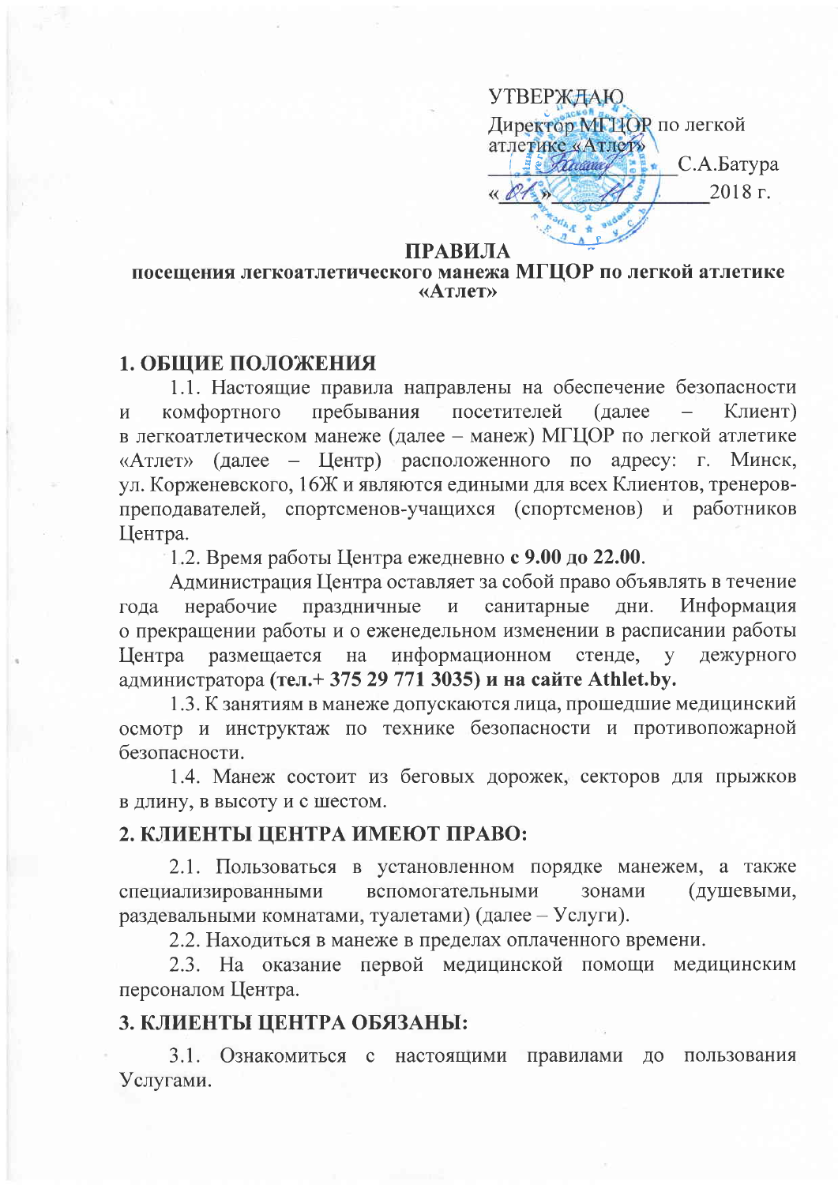УТВЕРЖДАЮ
Директор МГЦОР по легкой атлетике «Атлет»
_______________ С.А.Батура
«01» ____ 11 ____ 2018 г.

**ПРАВИЛА**
**посещения легкоатлетического манежа МГЦОР по легкой атлетике «Атлет»**

## 1. ОБЩИЕ ПОЛОЖЕНИЯ

1.1. Настоящие правила направлены на обеспечение безопасности и комфортного пребывания посетителей (далее – Клиент) в легкоатлетическом манеже (далее – манеж) МГЦОР по легкой атлетике «Атлет» (далее – Центр) расположенного по адресу: г. Минск, ул. Корженевского, 16Ж и являются едиными для всех Клиентов, тренеров-преподавателей, спортсменов-учащихся (спортсменов) и работников Центра.

1.2. Время работы Центра ежедневно **с 9.00 до 22.00**.

Администрация Центра оставляет за собой право объявлять в течение года нерабочие праздничные и санитарные дни. Информация о прекращении работы и о еженедельном изменении в расписании работы Центра размещается на информационном стенде, у дежурного администратора **(тел.+ 375 29 771 3035) и на сайте Athlet.by.**

1.3. К занятиям в манеже допускаются лица, прошедшие медицинский осмотр и инструктаж по технике безопасности и противопожарной безопасности.

1.4. Манеж состоит из беговых дорожек, секторов для прыжков в длину, в высоту и с шестом.

## 2. КЛИЕНТЫ ЦЕНТРА ИМЕЮТ ПРАВО:

2.1. Пользоваться в установленном порядке манежем, а также специализированными вспомогательными зонами (душевыми, раздевальными комнатами, туалетами) (далее – Услуги).

2.2. Находиться в манеже в пределах оплаченного времени.

2.3. На оказание первой медицинской помощи медицинским персоналом Центра.

## 3. КЛИЕНТЫ ЦЕНТРА ОБЯЗАНЫ:

3.1. Ознакомиться с настоящими правилами до пользования Услугами.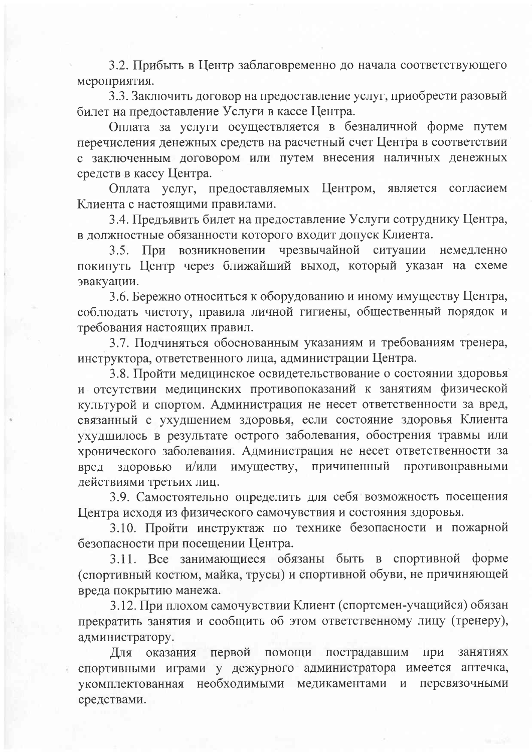3.2. Прибыть в Центр заблаговременно до начала соответствующего мероприятия.

3.3. Заключить договор на предоставление услуг, приобрести разовый билет на предоставление Услуги в кассе Центра.

Оплата за услуги осуществляется в безналичной форме путем перечисления денежных средств на расчетный счет Центра в соответствии с заключенным договором или путем внесения наличных денежных средств в кассу Центра.

Оплата услуг, предоставляемых Центром, является согласием Клиента с настоящими правилами.

3.4. Предъявить билет на предоставление Услуги сотруднику Центра, в должностные обязанности которого входит допуск Клиента.

3.5. При возникновении чрезвычайной ситуации немедленно покинуть Центр через ближайший выход, который указан на схеме эвакуации.

3.6. Бережно относиться к оборудованию и иному имуществу Центра, соблюдать чистоту, правила личной гигиены, общественный порядок и требования настоящих правил.

3.7. Подчиняться обоснованным указаниям и требованиям тренера, инструктора, ответственного лица, администрации Центра.

3.8. Пройти медицинское освидетельствование о состоянии здоровья и отсутствии медицинских противопоказаний к занятиям физической культурой и спортом. Администрация не несет ответственности за вред, связанный с ухудшением здоровья, если состояние здоровья Клиента ухудшилось в результате острого заболевания, обострения травмы или хронического заболевания. Администрация не несет ответственности за вред здоровью и/или имуществу, причиненный противоправными действиями третьих лиц.

3.9. Самостоятельно определить для себя возможность посещения Центра исходя из физического самочувствия и состояния здоровья.

3.10. Пройти инструктаж по технике безопасности и пожарной безопасности при посещении Центра.

3.11. Все занимающиеся обязаны быть в спортивной форме (спортивный костюм, майка, трусы) и спортивной обуви, не причиняющей вреда покрытию манежа.

3.12. При плохом самочувствии Клиент (спортсмен-учащийся) обязан прекратить занятия и сообщить об этом ответственному лицу (тренеру), администратору.

Для оказания первой помощи пострадавшим при занятиях спортивными играми у дежурного администратора имеется аптечка, укомплектованная необходимыми медикаментами и перевязочными средствами.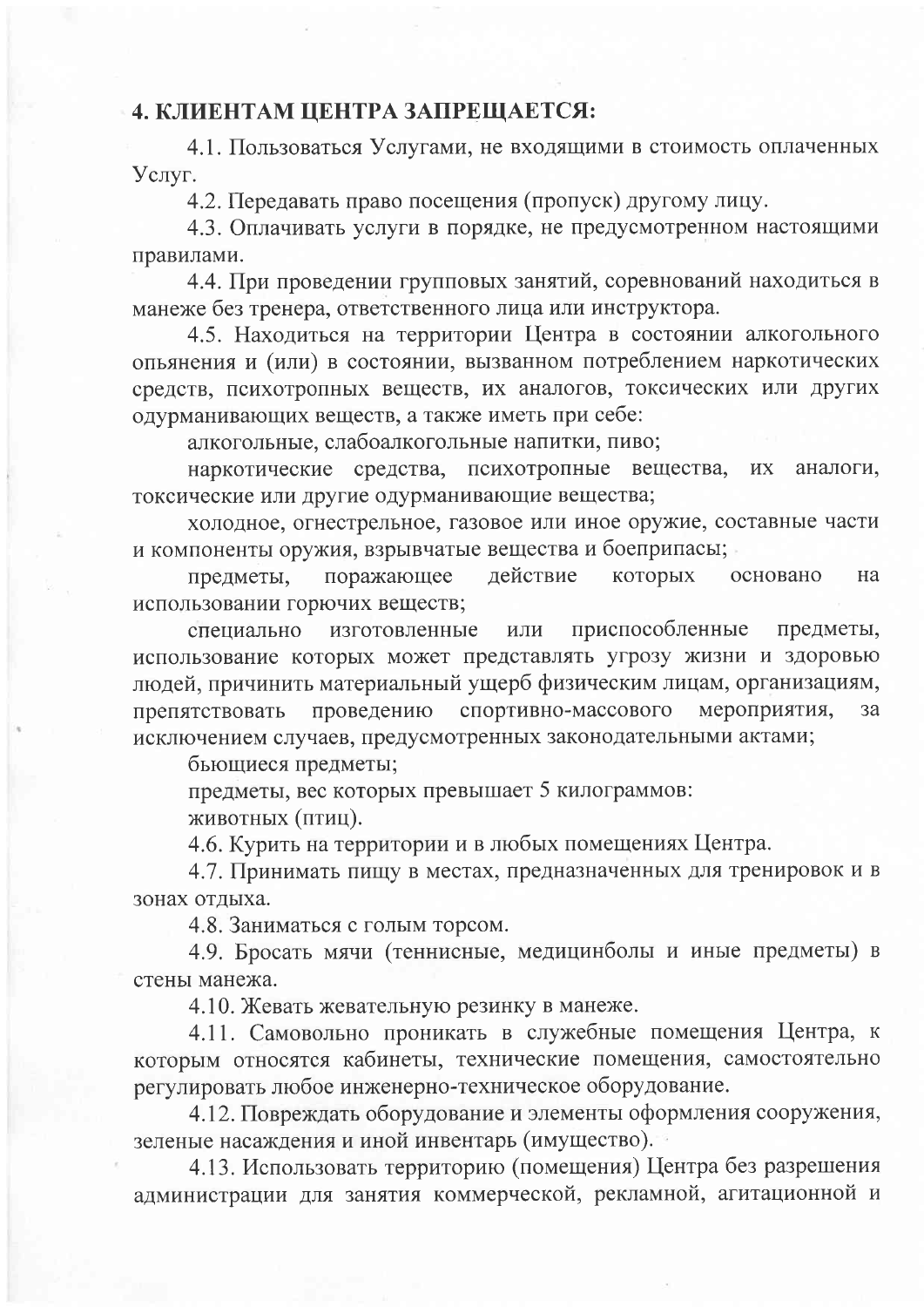## 4. КЛИЕНТАМ ЦЕНТРА ЗАПРЕЩАЕТСЯ:

4.1. Пользоваться Услугами, не входящими в стоимость оплаченных Услуг.

4.2. Передавать право посещения (пропуск) другому лицу.

4.3. Оплачивать услуги в порядке, не предусмотренном настоящими правилами.

4.4. При проведении групповых занятий, соревнований находиться в манеже без тренера, ответственного лица или инструктора.

4.5. Находиться на территории Центра в состоянии алкогольного опьянения и (или) в состоянии, вызванном потреблением наркотических средств, психотропных веществ, их аналогов, токсических или других одурманивающих веществ, а также иметь при себе:

алкогольные, слабоалкогольные напитки, пиво;

наркотические средства, психотропные вещества, их аналоги, токсические или другие одурманивающие вещества;

холодное, огнестрельное, газовое или иное оружие, составные части и компоненты оружия, взрывчатые вещества и боеприпасы;

предметы, поражающее действие которых основано на использовании горючих веществ;

специально изготовленные или приспособленные предметы, использование которых может представлять угрозу жизни и здоровью людей, причинить материальный ущерб физическим лицам, организациям, препятствовать проведению спортивно-массового мероприятия, за исключением случаев, предусмотренных законодательными актами;

бьющиеся предметы;

предметы, вес которых превышает 5 килограммов:

животных (птиц).

4.6. Курить на территории и в любых помещениях Центра.

4.7. Принимать пищу в местах, предназначенных для тренировок и в зонах отдыха.

4.8. Заниматься с голым торсом.

4.9. Бросать мячи (теннисные, медицинболы и иные предметы) в стены манежа.

4.10. Жевать жевательную резинку в манеже.

4.11. Самовольно проникать в служебные помещения Центра, к которым относятся кабинеты, технические помещения, самостоятельно регулировать любое инженерно-техническое оборудование.

4.12. Повреждать оборудование и элементы оформления сооружения, зеленые насаждения и иной инвентарь (имущество).

4.13. Использовать территорию (помещения) Центра без разрешения администрации для занятия коммерческой, рекламной, агитационной и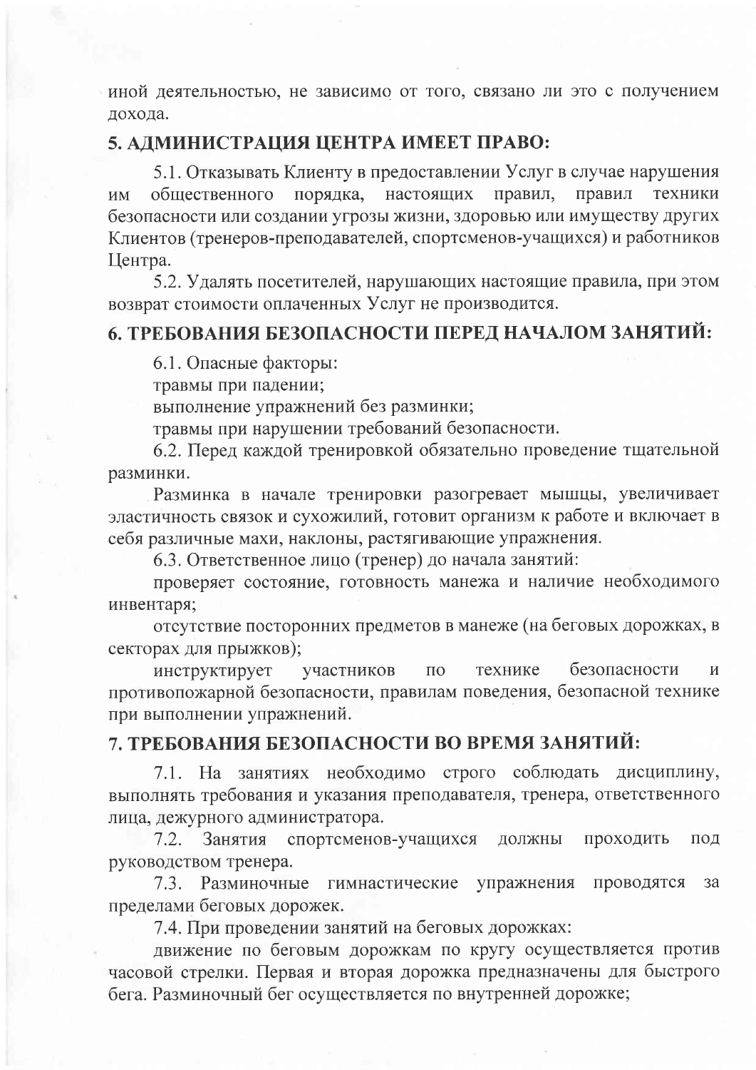иной деятельностью, не зависимо от того, связано ли это с получением дохода.

## 5. АДМИНИСТРАЦИЯ ЦЕНТРА ИМЕЕТ ПРАВО:

5.1. Отказывать Клиенту в предоставлении Услуг в случае нарушения им общественного порядка, настоящих правил, правил техники безопасности или создании угрозы жизни, здоровью или имуществу других Клиентов (тренеров-преподавателей, спортсменов-учащихся) и работников Центра.

5.2. Удалять посетителей, нарушающих настоящие правила, при этом возврат стоимости оплаченных Услуг не производится.

## 6. ТРЕБОВАНИЯ БЕЗОПАСНОСТИ ПЕРЕД НАЧАЛОМ ЗАНЯТИЙ:

6.1. Опасные факторы:

травмы при падении;

выполнение упражнений без разминки;

травмы при нарушении требований безопасности.

6.2. Перед каждой тренировкой обязательно проведение тщательной разминки.

Разминка в начале тренировки разогревает мышцы, увеличивает эластичность связок и сухожилий, готовит организм к работе и включает в себя различные махи, наклоны, растягивающие упражнения.

6.3. Ответственное лицо (тренер) до начала занятий:

проверяет состояние, готовность манежа и наличие необходимого инвентаря;

отсутствие посторонних предметов в манеже (на беговых дорожках, в секторах для прыжков);

инструктирует участников по технике безопасности и противопожарной безопасности, правилам поведения, безопасной технике при выполнении упражнений.

## 7. ТРЕБОВАНИЯ БЕЗОПАСНОСТИ ВО ВРЕМЯ ЗАНЯТИЙ:

7.1. На занятиях необходимо строго соблюдать дисциплину, выполнять требования и указания преподавателя, тренера, ответственного лица, дежурного администратора.

7.2. Занятия спортсменов-учащихся должны проходить под руководством тренера.

7.3. Разминочные гимнастические упражнения проводятся за пределами беговых дорожек.

7.4. При проведении занятий на беговых дорожках:

движение по беговым дорожкам по кругу осуществляется против часовой стрелки. Первая и вторая дорожка предназначены для быстрого бега. Разминочный бег осуществляется по внутренней дорожке;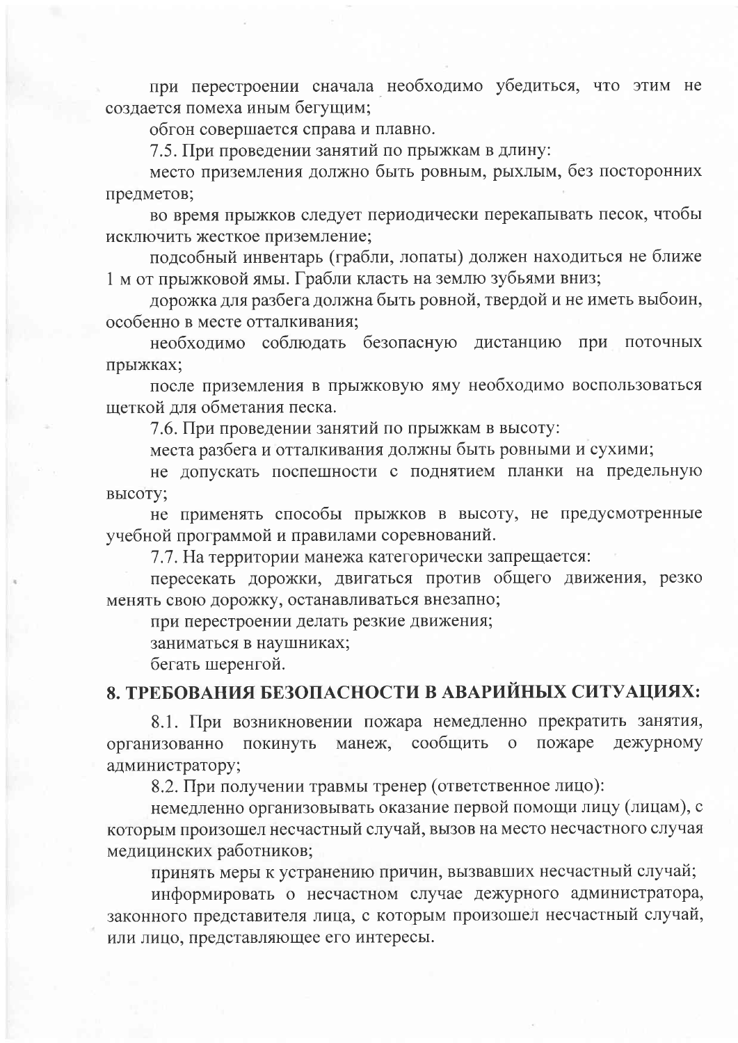при перестроении сначала необходимо убедиться, что этим не создается помеха иным бегущим;

обгон совершается справа и плавно.

7.5. При проведении занятий по прыжкам в длину:

место приземления должно быть ровным, рыхлым, без посторонних предметов;

во время прыжков следует периодически перекапывать песок, чтобы исключить жесткое приземление;

подсобный инвентарь (грабли, лопаты) должен находиться не ближе 1 м от прыжковой ямы. Грабли класть на землю зубьями вниз;

дорожка для разбега должна быть ровной, твердой и не иметь выбоин, особенно в месте отталкивания;

необходимо соблюдать безопасную дистанцию при поточных прыжках;

после приземления в прыжковую яму необходимо воспользоваться щеткой для обметания песка.

7.6. При проведении занятий по прыжкам в высоту:

места разбега и отталкивания должны быть ровными и сухими;

не допускать поспешности с поднятием планки на предельную высоту;

не применять способы прыжков в высоту, не предусмотренные учебной программой и правилами соревнований.

7.7. На территории манежа категорически запрещается:

пересекать дорожки, двигаться против общего движения, резко менять свою дорожку, останавливаться внезапно;

при перестроении делать резкие движения;

заниматься в наушниках;

бегать шеренгой.

## 8. ТРЕБОВАНИЯ БЕЗОПАСНОСТИ В АВАРИЙНЫХ СИТУАЦИЯХ:

8.1. При возникновении пожара немедленно прекратить занятия, организованно покинуть манеж, сообщить о пожаре дежурному администратору;

8.2. При получении травмы тренер (ответственное лицо):

немедленно организовывать оказание первой помощи лицу (лицам), с которым произошел несчастный случай, вызов на место несчастного случая медицинских работников;

принять меры к устранению причин, вызвавших несчастный случай;

информировать о несчастном случае дежурного администратора, законного представителя лица, с которым произошел несчастный случай, или лицо, представляющее его интересы.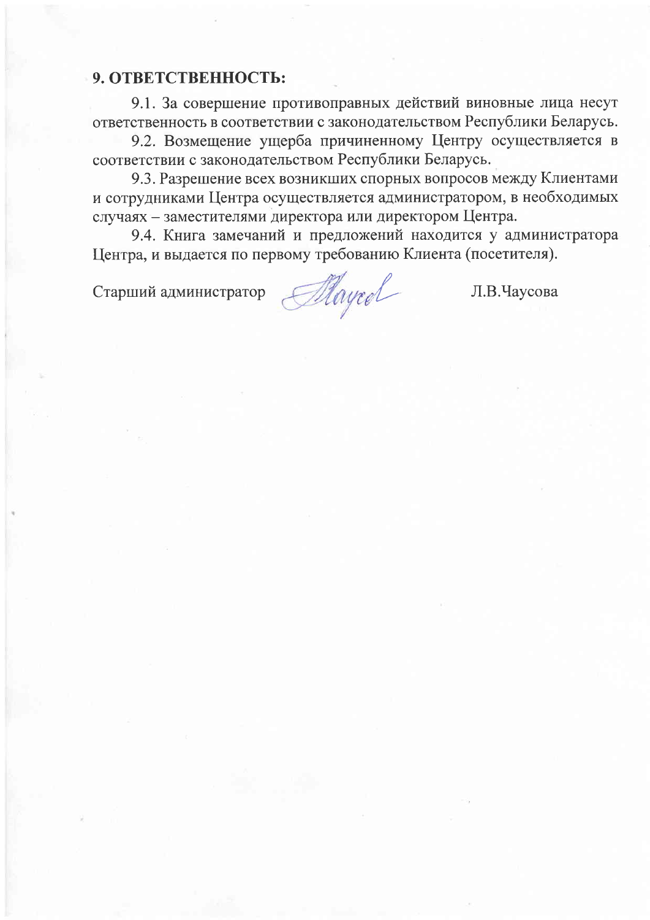## 9. ОТВЕТСТВЕННОСТЬ:

9.1. За совершение противоправных действий виновные лица несут ответственность в соответствии с законодательством Республики Беларусь.

9.2. Возмещение ущерба причиненному Центру осуществляется в соответствии с законодательством Республики Беларусь.

9.3. Разрешение всех возникших спорных вопросов между Клиентами и сотрудниками Центра осуществляется администратором, в необходимых случаях – заместителями директора или директором Центра.

9.4. Книга замечаний и предложений находится у администратора Центра, и выдается по первому требованию Клиента (посетителя).

Старший администратор Л.В.Чаусова